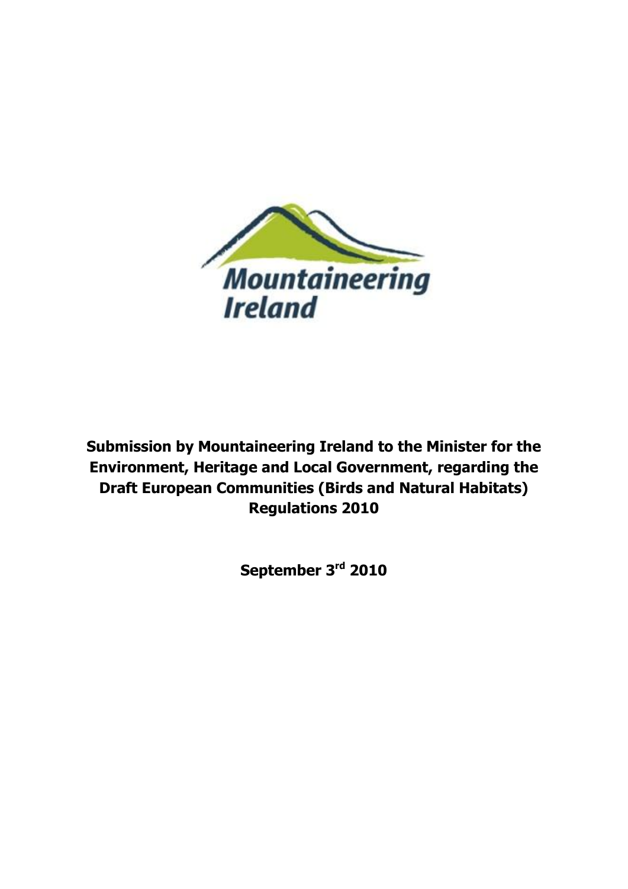Mountaineering Ireland

**Submission by Mountaineering Ireland to the Minister for the Environment, Heritage and Local Government, regarding the Draft European Communities (Birds and Natural Habitats) Regulations 2010**

**September 3rd 2010**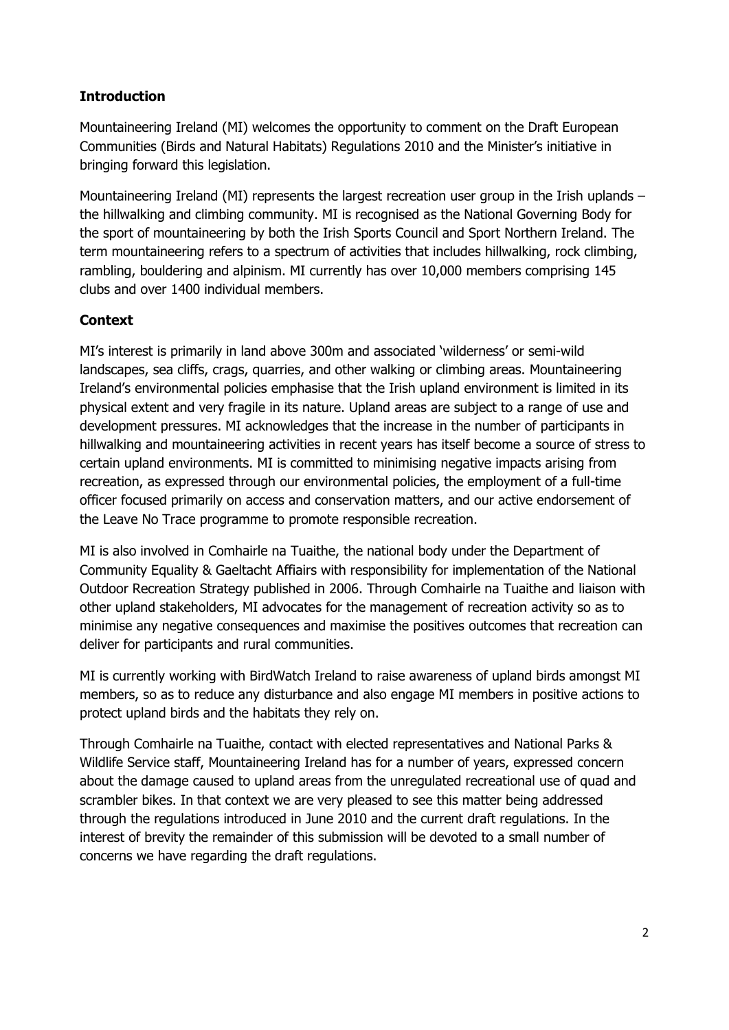**Introduction**

Mountaineering Ireland (MI) welcomes the opportunity to comment on the Draft European Communities (Birds and Natural Habitats) Regulations 2010 and the Minister's initiative in bringing forward this legislation.

Mountaineering Ireland (MI) represents the largest recreation user group in the Irish uplands – the hillwalking and climbing community. MI is recognised as the National Governing Body for the sport of mountaineering by both the Irish Sports Council and Sport Northern Ireland. The term mountaineering refers to a spectrum of activities that includes hillwalking, rock climbing, rambling, bouldering and alpinism. MI currently has over 10,000 members comprising 145 clubs and over 1400 individual members.

**Context**

MI's interest is primarily in land above 300m and associated 'wilderness' or semi-wild landscapes, sea cliffs, crags, quarries, and other walking or climbing areas. Mountaineering Ireland's environmental policies emphasise that the Irish upland environment is limited in its physical extent and very fragile in its nature. Upland areas are subject to a range of use and development pressures. MI acknowledges that the increase in the number of participants in hillwalking and mountaineering activities in recent years has itself become a source of stress to certain upland environments. MI is committed to minimising negative impacts arising from recreation, as expressed through our environmental policies, the employment of a full-time officer focused primarily on access and conservation matters, and our active endorsement of the Leave No Trace programme to promote responsible recreation.

MI is also involved in Comhairle na Tuaithe, the national body under the Department of Community Equality & Gaeltacht Affiairs with responsibility for implementation of the National Outdoor Recreation Strategy published in 2006. Through Comhairle na Tuaithe and liaison with other upland stakeholders, MI advocates for the management of recreation activity so as to minimise any negative consequences and maximise the positives outcomes that recreation can deliver for participants and rural communities.

MI is currently working with BirdWatch Ireland to raise awareness of upland birds amongst MI members, so as to reduce any disturbance and also engage MI members in positive actions to protect upland birds and the habitats they rely on.

Through Comhairle na Tuaithe, contact with elected representatives and National Parks & Wildlife Service staff, Mountaineering Ireland has for a number of years, expressed concern about the damage caused to upland areas from the unregulated recreational use of quad and scrambler bikes. In that context we are very pleased to see this matter being addressed through the regulations introduced in June 2010 and the current draft regulations. In the interest of brevity the remainder of this submission will be devoted to a small number of concerns we have regarding the draft regulations.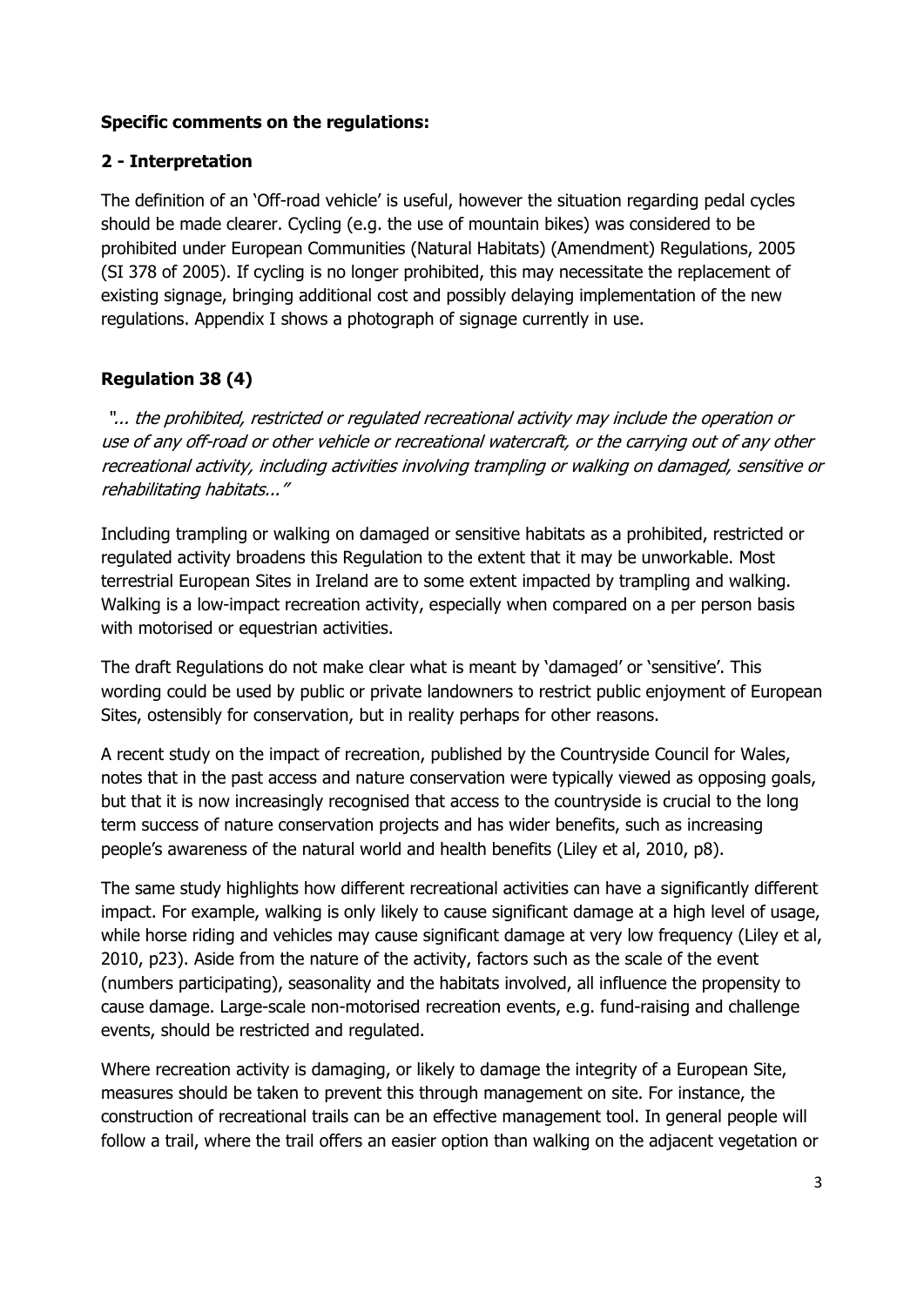**Specific comments on the regulations:**

**2 - Interpretation**

The definition of an 'Off-road vehicle' is useful, however the situation regarding pedal cycles should be made clearer. Cycling (e.g. the use of mountain bikes) was considered to be prohibited under European Communities (Natural Habitats) (Amendment) Regulations, 2005 (SI 378 of 2005). If cycling is no longer prohibited, this may necessitate the replacement of existing signage, bringing additional cost and possibly delaying implementation of the new regulations. Appendix I shows a photograph of signage currently in use.

**Regulation 38 (4)**

*"... the prohibited, restricted or regulated recreational activity may include the operation or use of any off-road or other vehicle or recreational watercraft, or the carrying out of any other recreational activity, including activities involving trampling or walking on damaged, sensitive or rehabilitating habitats..."*

Including trampling or walking on damaged or sensitive habitats as a prohibited, restricted or regulated activity broadens this Regulation to the extent that it may be unworkable. Most terrestrial European Sites in Ireland are to some extent impacted by trampling and walking. Walking is a low-impact recreation activity, especially when compared on a per person basis with motorised or equestrian activities.

The draft Regulations do not make clear what is meant by 'damaged' or 'sensitive'. This wording could be used by public or private landowners to restrict public enjoyment of European Sites, ostensibly for conservation, but in reality perhaps for other reasons.

A recent study on the impact of recreation, published by the Countryside Council for Wales, notes that in the past access and nature conservation were typically viewed as opposing goals, but that it is now increasingly recognised that access to the countryside is crucial to the long term success of nature conservation projects and has wider benefits, such as increasing people's awareness of the natural world and health benefits (Liley et al, 2010, p8).

The same study highlights how different recreational activities can have a significantly different impact. For example, walking is only likely to cause significant damage at a high level of usage, while horse riding and vehicles may cause significant damage at very low frequency (Liley et al, 2010, p23). Aside from the nature of the activity, factors such as the scale of the event (numbers participating), seasonality and the habitats involved, all influence the propensity to cause damage. Large-scale non-motorised recreation events, e.g. fund-raising and challenge events, should be restricted and regulated.

Where recreation activity is damaging, or likely to damage the integrity of a European Site, measures should be taken to prevent this through management on site. For instance, the construction of recreational trails can be an effective management tool. In general people will follow a trail, where the trail offers an easier option than walking on the adjacent vegetation or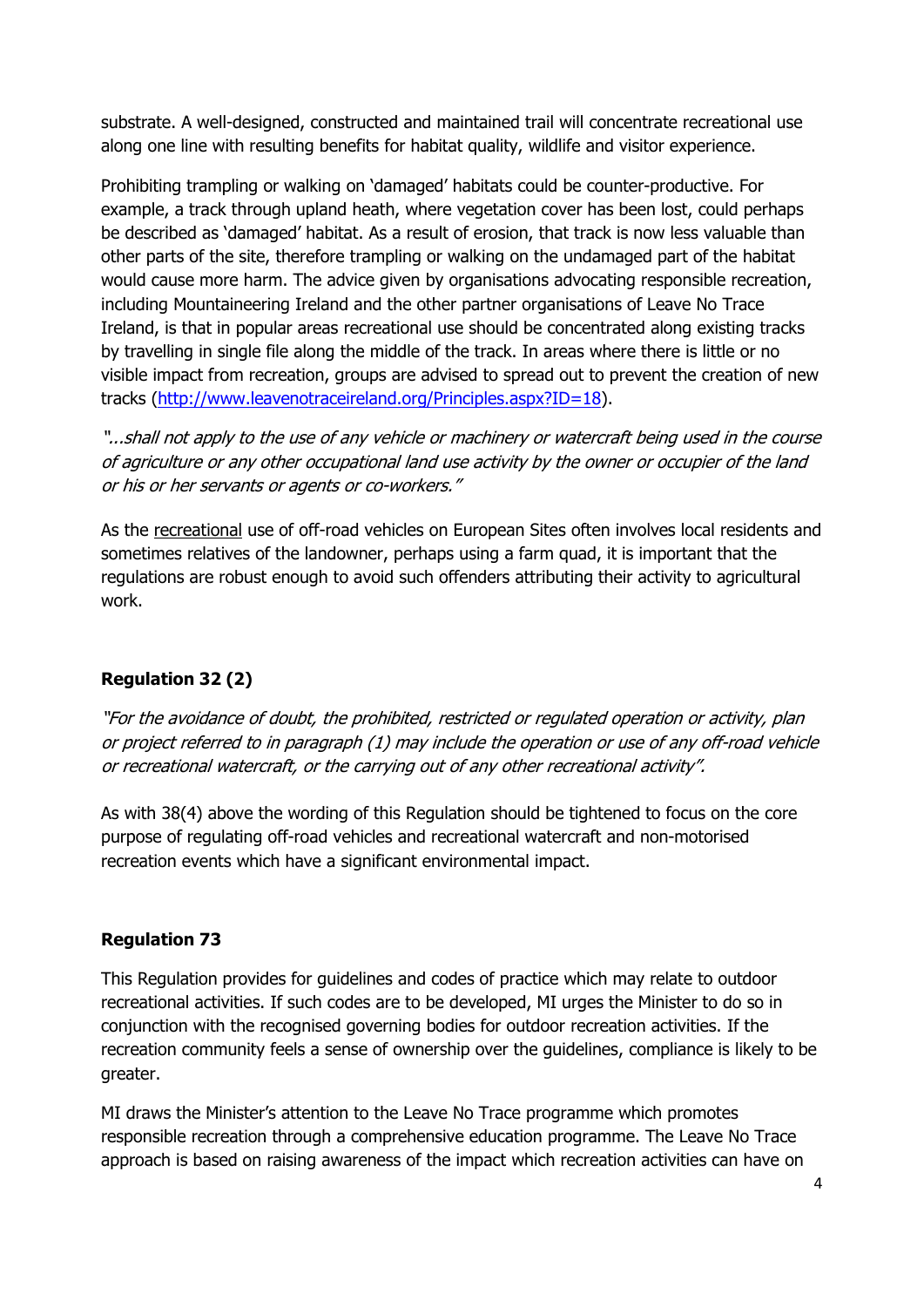substrate. A well-designed, constructed and maintained trail will concentrate recreational use along one line with resulting benefits for habitat quality, wildlife and visitor experience.

Prohibiting trampling or walking on 'damaged' habitats could be counter-productive. For example, a track through upland heath, where vegetation cover has been lost, could perhaps be described as 'damaged' habitat. As a result of erosion, that track is now less valuable than other parts of the site, therefore trampling or walking on the undamaged part of the habitat would cause more harm. The advice given by organisations advocating responsible recreation, including Mountaineering Ireland and the other partner organisations of Leave No Trace Ireland, is that in popular areas recreational use should be concentrated along existing tracks by travelling in single file along the middle of the track. In areas where there is little or no visible impact from recreation, groups are advised to spread out to prevent the creation of new tracks (http://www.leavenotraceireland.org/Principles.aspx?ID=18).

*"...shall not apply to the use of any vehicle or machinery or watercraft being used in the course of agriculture or any other occupational land use activity by the owner or occupier of the land or his or her servants or agents or co-workers."*

As the <u>recreational</u> use of off-road vehicles on European Sites often involves local residents and sometimes relatives of the landowner, perhaps using a farm quad, it is important that the regulations are robust enough to avoid such offenders attributing their activity to agricultural work.

**Regulation 32 (2)**

*"For the avoidance of doubt, the prohibited, restricted or regulated operation or activity, plan or project referred to in paragraph (1) may include the operation or use of any off-road vehicle or recreational watercraft, or the carrying out of any other recreational activity".*

As with 38(4) above the wording of this Regulation should be tightened to focus on the core purpose of regulating off-road vehicles and recreational watercraft and non-motorised recreation events which have a significant environmental impact.

**Regulation 73**

This Regulation provides for guidelines and codes of practice which may relate to outdoor recreational activities. If such codes are to be developed, MI urges the Minister to do so in conjunction with the recognised governing bodies for outdoor recreation activities. If the recreation community feels a sense of ownership over the guidelines, compliance is likely to be greater.

MI draws the Minister's attention to the Leave No Trace programme which promotes responsible recreation through a comprehensive education programme. The Leave No Trace approach is based on raising awareness of the impact which recreation activities can have on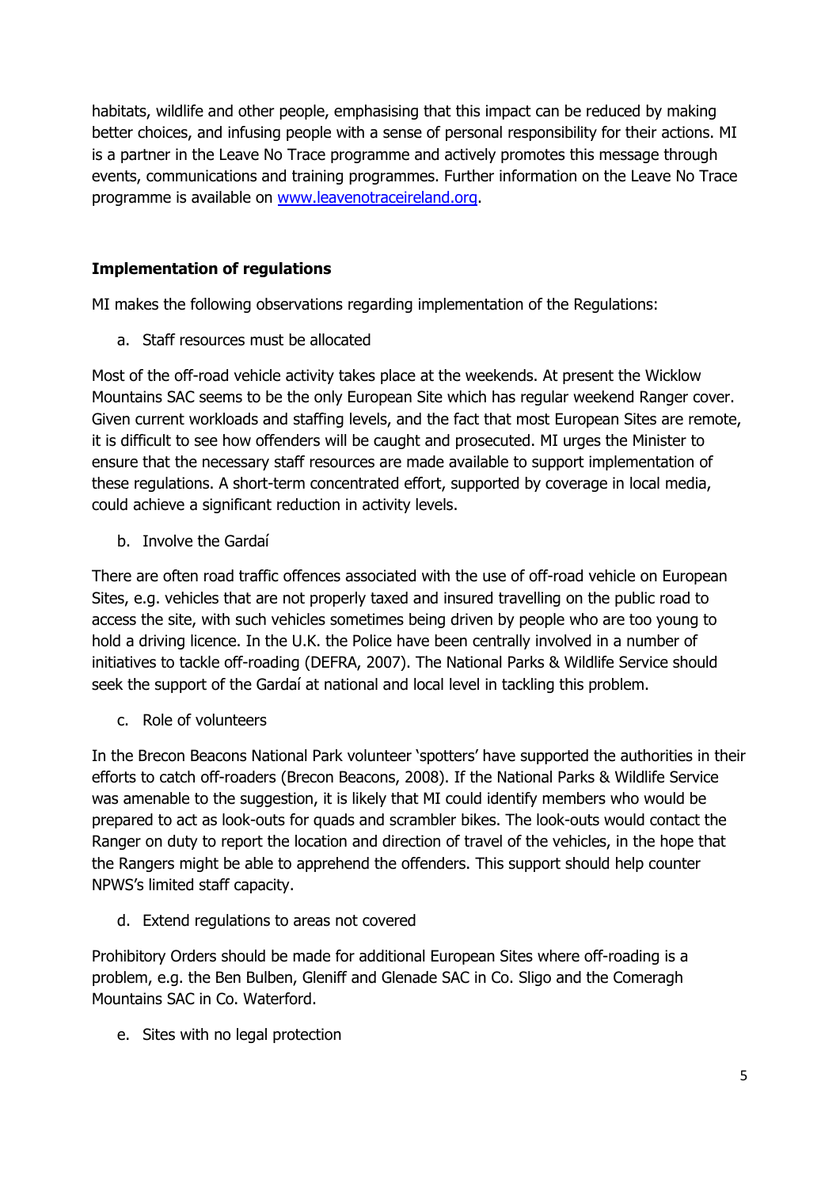habitats, wildlife and other people, emphasising that this impact can be reduced by making better choices, and infusing people with a sense of personal responsibility for their actions. MI is a partner in the Leave No Trace programme and actively promotes this message through events, communications and training programmes. Further information on the Leave No Trace programme is available on [www.leavenotraceireland.org](www.leavenotraceireland.org).

**Implementation of regulations**

MI makes the following observations regarding implementation of the Regulations:

a. Staff resources must be allocated

Most of the off-road vehicle activity takes place at the weekends. At present the Wicklow Mountains SAC seems to be the only European Site which has regular weekend Ranger cover. Given current workloads and staffing levels, and the fact that most European Sites are remote, it is difficult to see how offenders will be caught and prosecuted. MI urges the Minister to ensure that the necessary staff resources are made available to support implementation of these regulations. A short-term concentrated effort, supported by coverage in local media, could achieve a significant reduction in activity levels.

b. Involve the Gardaí

There are often road traffic offences associated with the use of off-road vehicle on European Sites, e.g. vehicles that are not properly taxed and insured travelling on the public road to access the site, with such vehicles sometimes being driven by people who are too young to hold a driving licence. In the U.K. the Police have been centrally involved in a number of initiatives to tackle off-roading (DEFRA, 2007). The National Parks & Wildlife Service should seek the support of the Gardaí at national and local level in tackling this problem.

c. Role of volunteers

In the Brecon Beacons National Park volunteer 'spotters' have supported the authorities in their efforts to catch off-roaders (Brecon Beacons, 2008). If the National Parks & Wildlife Service was amenable to the suggestion, it is likely that MI could identify members who would be prepared to act as look-outs for quads and scrambler bikes. The look-outs would contact the Ranger on duty to report the location and direction of travel of the vehicles, in the hope that the Rangers might be able to apprehend the offenders. This support should help counter NPWS's limited staff capacity.

d. Extend regulations to areas not covered

Prohibitory Orders should be made for additional European Sites where off-roading is a problem, e.g. the Ben Bulben, Gleniff and Glenade SAC in Co. Sligo and the Comeragh Mountains SAC in Co. Waterford.

e. Sites with no legal protection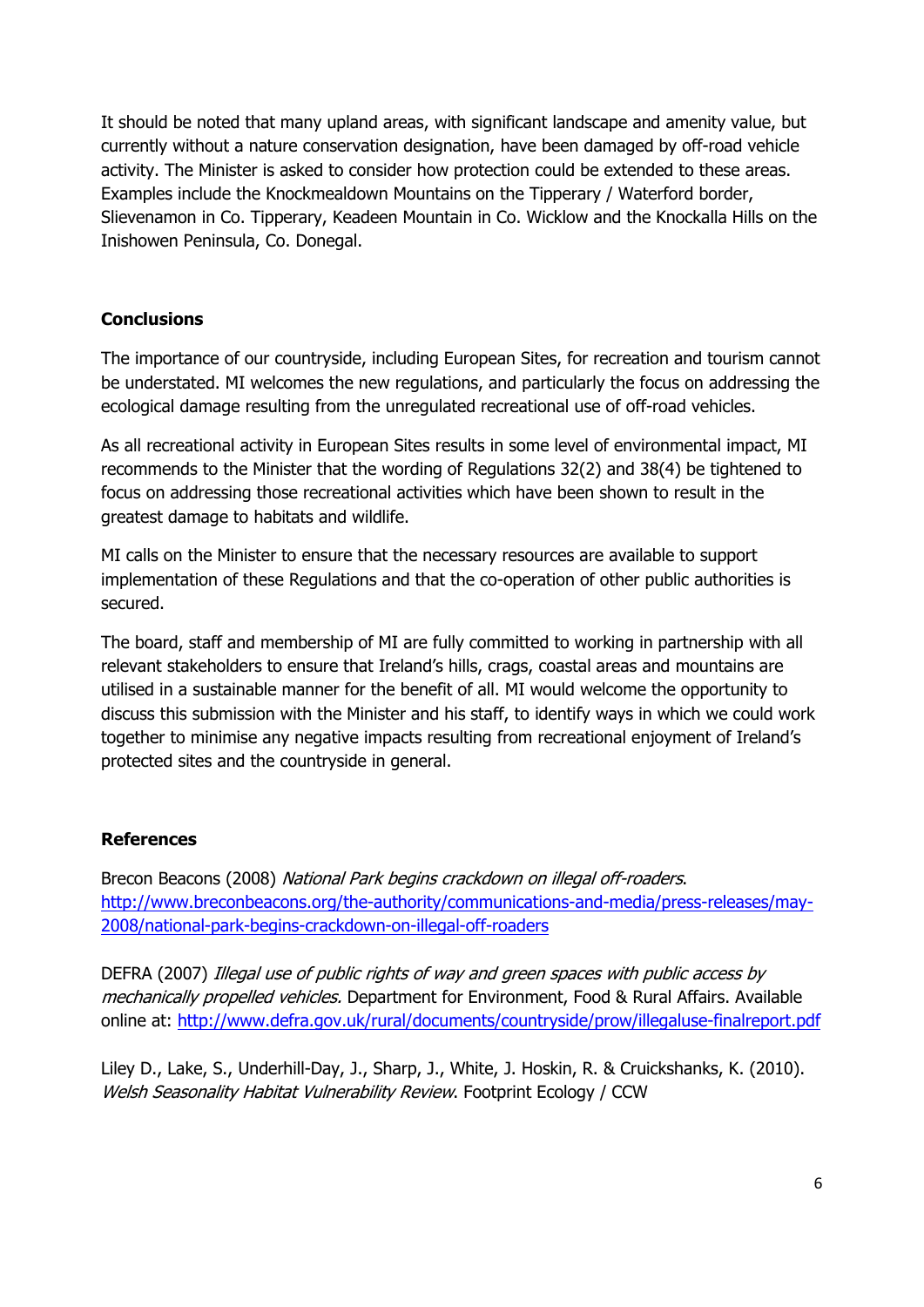It should be noted that many upland areas, with significant landscape and amenity value, but currently without a nature conservation designation, have been damaged by off-road vehicle activity. The Minister is asked to consider how protection could be extended to these areas. Examples include the Knockmealdown Mountains on the Tipperary / Waterford border, Slievenamon in Co. Tipperary, Keadeen Mountain in Co. Wicklow and the Knockalla Hills on the Inishowen Peninsula, Co. Donegal.

## Conclusions

The importance of our countryside, including European Sites, for recreation and tourism cannot be understated. MI welcomes the new regulations, and particularly the focus on addressing the ecological damage resulting from the unregulated recreational use of off-road vehicles.

As all recreational activity in European Sites results in some level of environmental impact, MI recommends to the Minister that the wording of Regulations 32(2) and 38(4) be tightened to focus on addressing those recreational activities which have been shown to result in the greatest damage to habitats and wildlife.

MI calls on the Minister to ensure that the necessary resources are available to support implementation of these Regulations and that the co-operation of other public authorities is secured.

The board, staff and membership of MI are fully committed to working in partnership with all relevant stakeholders to ensure that Ireland's hills, crags, coastal areas and mountains are utilised in a sustainable manner for the benefit of all. MI would welcome the opportunity to discuss this submission with the Minister and his staff, to identify ways in which we could work together to minimise any negative impacts resulting from recreational enjoyment of Ireland's protected sites and the countryside in general.

## References

Brecon Beacons (2008) *National Park begins crackdown on illegal off-roaders*. http://www.breconbeacons.org/the-authority/communications-and-media/press-releases/may-2008/national-park-begins-crackdown-on-illegal-off-roaders

DEFRA (2007) *Illegal use of public rights of way and green spaces with public access by mechanically propelled vehicles.* Department for Environment, Food & Rural Affairs. Available online at: http://www.defra.gov.uk/rural/documents/countryside/prow/illegaluse-finalreport.pdf

Liley D., Lake, S., Underhill-Day, J., Sharp, J., White, J. Hoskin, R. & Cruickshanks, K. (2010). *Welsh Seasonality Habitat Vulnerability Review*. Footprint Ecology / CCW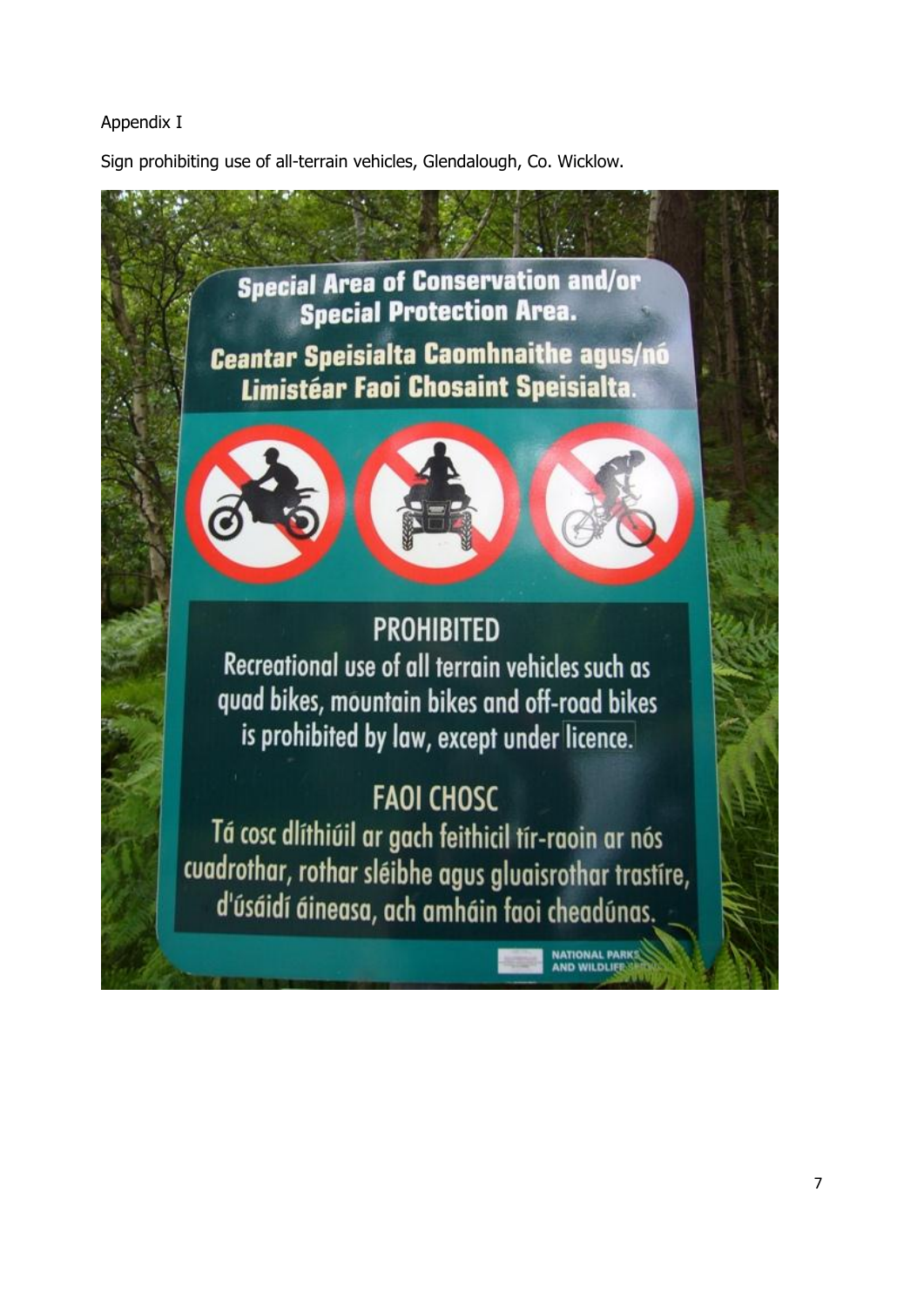Appendix I

Sign prohibiting use of all-terrain vehicles, Glendalough, Co. Wicklow.

**Special Area of Conservation and/or Special Protection Area.**

**Ceantar Speisialta Caomhnaithe agus/nó Limistéar Faoi Chosaint Speisialta.**

**PROHIBITED**

Recreational use of all terrain vehicles such as quad bikes, mountain bikes and off-road bikes is prohibited by law, except under licence.

**FAOI CHOSC**

Tá cosc dlíthiúil ar gach feithicil tír-raoin ar nós cuadrothar, rothar sléibhe agus gluaisrothar trastíre, d'úsáidí áineasa, ach amháin faoi cheadúnas.

NATIONAL PARKS AND WILDLIFE